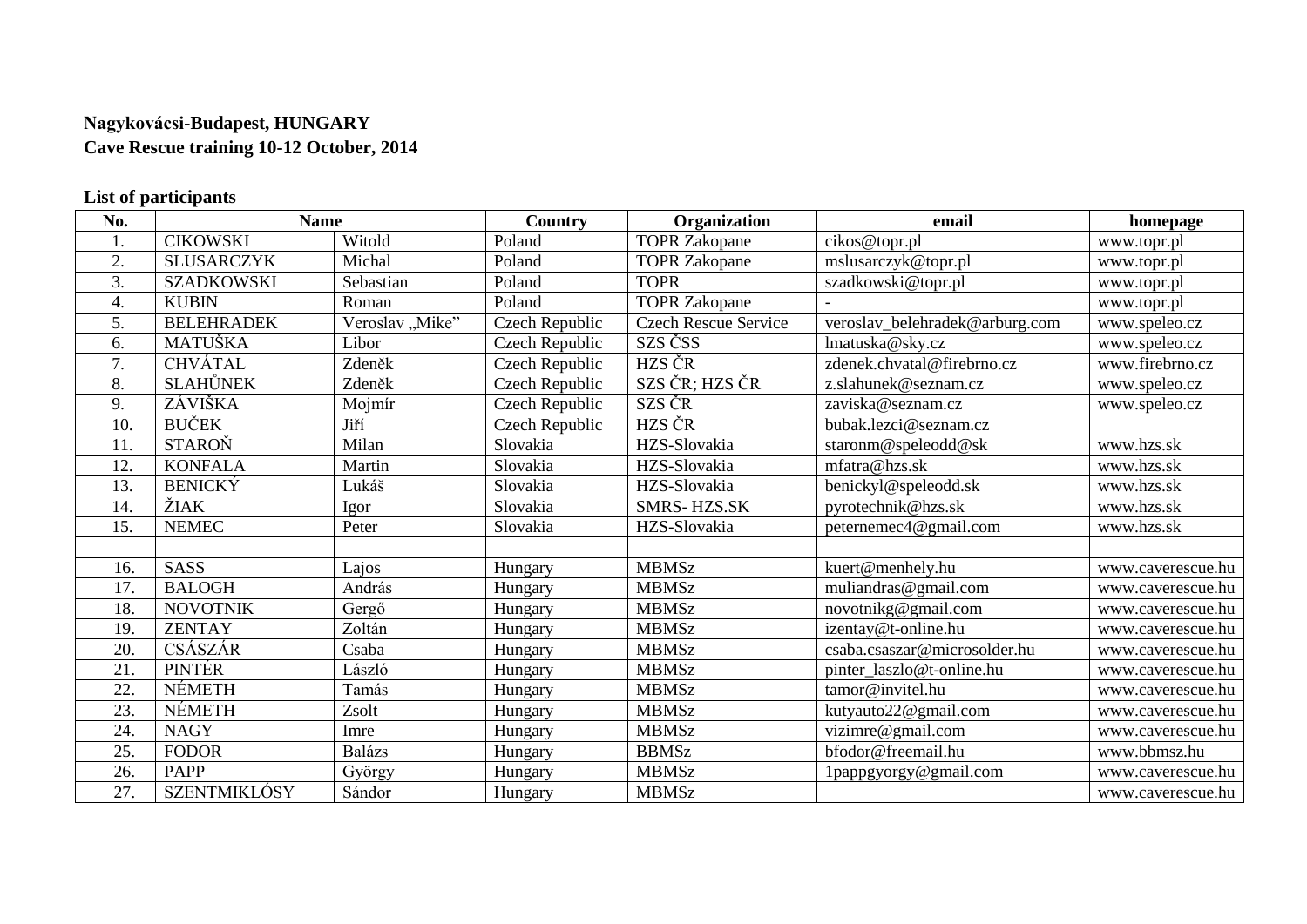**Nagykovácsi-Budapest, HUNGARY**
**Cave Rescue training 10-12 October, 2014**

**List of participants**

| No. | Name | | Country | Organization | email | homepage |
|---|---|---|---|---|---|---|
| 1. | CIKOWSKI | Witold | Poland | TOPR Zakopane | cikos@topr.pl | www.topr.pl |
| 2. | SLUSARCZYK | Michal | Poland | TOPR Zakopane | mslusarczyk@topr.pl | www.topr.pl |
| 3. | SZADKOWSKI | Sebastian | Poland | TOPR | szadkowski@topr.pl | www.topr.pl |
| 4. | KUBIN | Roman | Poland | TOPR Zakopane | - | www.topr.pl |
| 5. | BELEHRADEK | Veroslav „Mike" | Czech Republic | Czech Rescue Service | veroslav_belehradek@arburg.com | www.speleo.cz |
| 6. | MATUŠKA | Libor | Czech Republic | SZS ČSS | lmatuska@sky.cz | www.speleo.cz |
| 7. | CHVÁTAL | Zdeněk | Czech Republic | HZS ČR | zdenek.chvatal@firebrno.cz | www.firebrno.cz |
| 8. | SLAHŮNEK | Zdeněk | Czech Republic | SZS ČR; HZS ČR | z.slahunek@seznam.cz | www.speleo.cz |
| 9. | ZÁVIŠKA | Mojmír | Czech Republic | SZS ČR | zaviska@seznam.cz | www.speleo.cz |
| 10. | BUČEK | Jiří | Czech Republic | HZS ČR | bubak.lezci@seznam.cz | |
| 11. | STAROŇ | Milan | Slovakia | HZS-Slovakia | staronm@speleodd@sk | www.hzs.sk |
| 12. | KONFALA | Martin | Slovakia | HZS-Slovakia | mfatra@hzs.sk | www.hzs.sk |
| 13. | BENICKÝ | Lukáš | Slovakia | HZS-Slovakia | benickyl@speleodd.sk | www.hzs.sk |
| 14. | ŽIAK | Igor | Slovakia | SMRS- HZS.SK | pyrotechnik@hzs.sk | www.hzs.sk |
| 15. | NEMEC | Peter | Slovakia | HZS-Slovakia | peternemec4@gmail.com | www.hzs.sk |
| | | | | | | |
| 16. | SASS | Lajos | Hungary | MBMSz | kuert@menhely.hu | www.caverescue.hu |
| 17. | BALOGH | András | Hungary | MBMSz | muliandras@gmail.com | www.caverescue.hu |
| 18. | NOVOTNIK | Gergő | Hungary | MBMSz | novotnikg@gmail.com | www.caverescue.hu |
| 19. | ZENTAY | Zoltán | Hungary | MBMSz | izentay@t-online.hu | www.caverescue.hu |
| 20. | CSÁSZÁR | Csaba | Hungary | MBMSz | csaba.csaszar@microsolder.hu | www.caverescue.hu |
| 21. | PINTÉR | László | Hungary | MBMSz | pinter_laszlo@t-online.hu | www.caverescue.hu |
| 22. | NÉMETH | Tamás | Hungary | MBMSz | tamor@invitel.hu | www.caverescue.hu |
| 23. | NÉMETH | Zsolt | Hungary | MBMSz | kutyauto22@gmail.com | www.caverescue.hu |
| 24. | NAGY | Imre | Hungary | MBMSz | vizimre@gmail.com | www.caverescue.hu |
| 25. | FODOR | Balázs | Hungary | BBMSz | bfodor@freemail.hu | www.bbmsz.hu |
| 26. | PAPP | György | Hungary | MBMSz | 1pappgyorgy@gmail.com | www.caverescue.hu |
| 27. | SZENTMIKLÓSY | Sándor | Hungary | MBMSz | | www.caverescue.hu |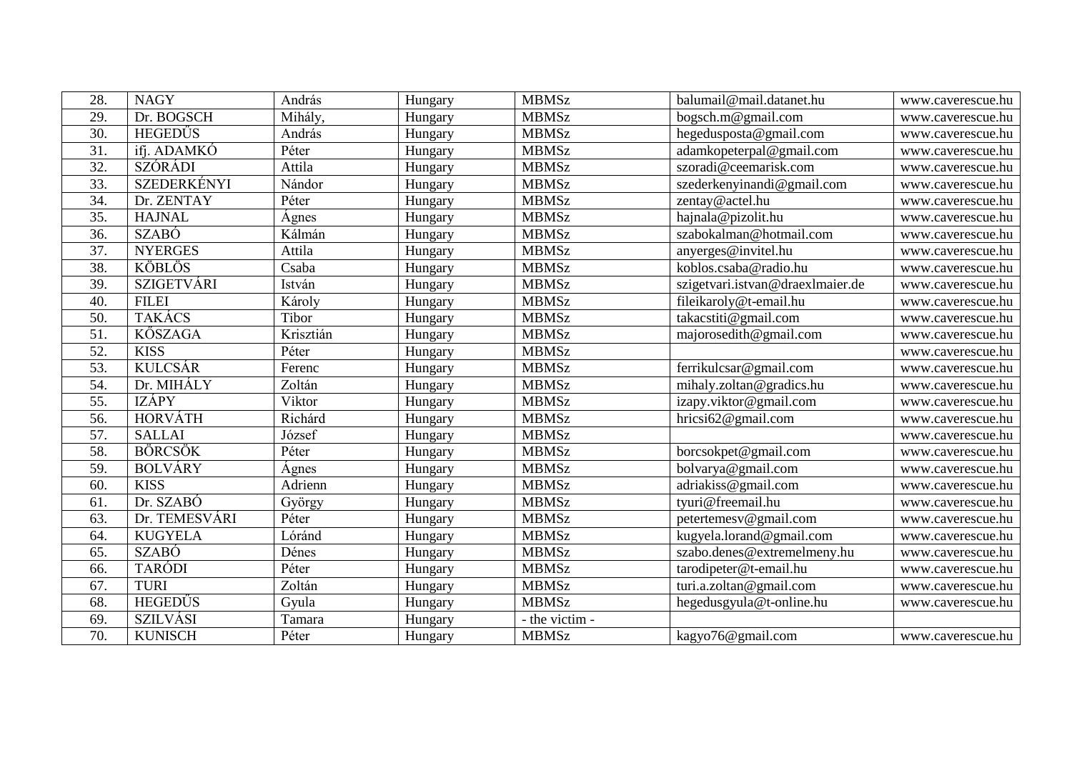| | | | | | | |
|---|---|---|---|---|---|---|
| 28. | NAGY | András | Hungary | MBMSz | balumail@mail.datanet.hu | www.caverescue.hu |
| 29. | Dr. BOGSCH | Mihály, | Hungary | MBMSz | bogsch.m@gmail.com | www.caverescue.hu |
| 30. | HEGEDŰS | András | Hungary | MBMSz | hegedusposta@gmail.com | www.caverescue.hu |
| 31. | ifj. ADAMKÓ | Péter | Hungary | MBMSz | adamkopeterpal@gmail.com | www.caverescue.hu |
| 32. | SZÓRÁDI | Attila | Hungary | MBMSz | szoradi@ceemarisk.com | www.caverescue.hu |
| 33. | SZEDERKÉNYI | Nándor | Hungary | MBMSz | szederkenyinandi@gmail.com | www.caverescue.hu |
| 34. | Dr. ZENTAY | Péter | Hungary | MBMSz | zentay@actel.hu | www.caverescue.hu |
| 35. | HAJNAL | Ágnes | Hungary | MBMSz | hajnala@pizolit.hu | www.caverescue.hu |
| 36. | SZABÓ | Kálmán | Hungary | MBMSz | szabokalman@hotmail.com | www.caverescue.hu |
| 37. | NYERGES | Attila | Hungary | MBMSz | anyerges@invitel.hu | www.caverescue.hu |
| 38. | KÖBLÖS | Csaba | Hungary | MBMSz | koblos.csaba@radio.hu | www.caverescue.hu |
| 39. | SZIGETVÁRI | István | Hungary | MBMSz | szigetvari.istvan@draexlmaier.de | www.caverescue.hu |
| 40. | FILEI | Károly | Hungary | MBMSz | fileikaroly@t-email.hu | www.caverescue.hu |
| 50. | TAKÁCS | Tibor | Hungary | MBMSz | takacstiti@gmail.com | www.caverescue.hu |
| 51. | KŐSZAGA | Krisztián | Hungary | MBMSz | majorosedith@gmail.com | www.caverescue.hu |
| 52. | KISS | Péter | Hungary | MBMSz | | www.caverescue.hu |
| 53. | KULCSÁR | Ferenc | Hungary | MBMSz | ferrikulcsar@gmail.com | www.caverescue.hu |
| 54. | Dr. MIHÁLY | Zoltán | Hungary | MBMSz | mihaly.zoltan@gradics.hu | www.caverescue.hu |
| 55. | IZÁPY | Viktor | Hungary | MBMSz | izapy.viktor@gmail.com | www.caverescue.hu |
| 56. | HORVÁTH | Richárd | Hungary | MBMSz | hricsi62@gmail.com | www.caverescue.hu |
| 57. | SALLAI | József | Hungary | MBMSz | | www.caverescue.hu |
| 58. | BÖRCSÖK | Péter | Hungary | MBMSz | borcsokpet@gmail.com | www.caverescue.hu |
| 59. | BOLVÁRY | Ágnes | Hungary | MBMSz | bolvarya@gmail.com | www.caverescue.hu |
| 60. | KISS | Adrienn | Hungary | MBMSz | adriakiss@gmail.com | www.caverescue.hu |
| 61. | Dr. SZABÓ | György | Hungary | MBMSz | tyuri@freemail.hu | www.caverescue.hu |
| 63. | Dr. TEMESVÁRI | Péter | Hungary | MBMSz | petertemesv@gmail.com | www.caverescue.hu |
| 64. | KUGYELA | Lóránd | Hungary | MBMSz | kugyela.lorand@gmail.com | www.caverescue.hu |
| 65. | SZABÓ | Dénes | Hungary | MBMSz | szabo.denes@extremelmeny.hu | www.caverescue.hu |
| 66. | TARÓDI | Péter | Hungary | MBMSz | tarodipeter@t-email.hu | www.caverescue.hu |
| 67. | TURI | Zoltán | Hungary | MBMSz | turi.a.zoltan@gmail.com | www.caverescue.hu |
| 68. | HEGEDŰS | Gyula | Hungary | MBMSz | hegedusgyula@t-online.hu | www.caverescue.hu |
| 69. | SZILVÁSI | Tamara | Hungary | - the victim - | | |
| 70. | KUNISCH | Péter | Hungary | MBMSz | kagyo76@gmail.com | www.caverescue.hu |